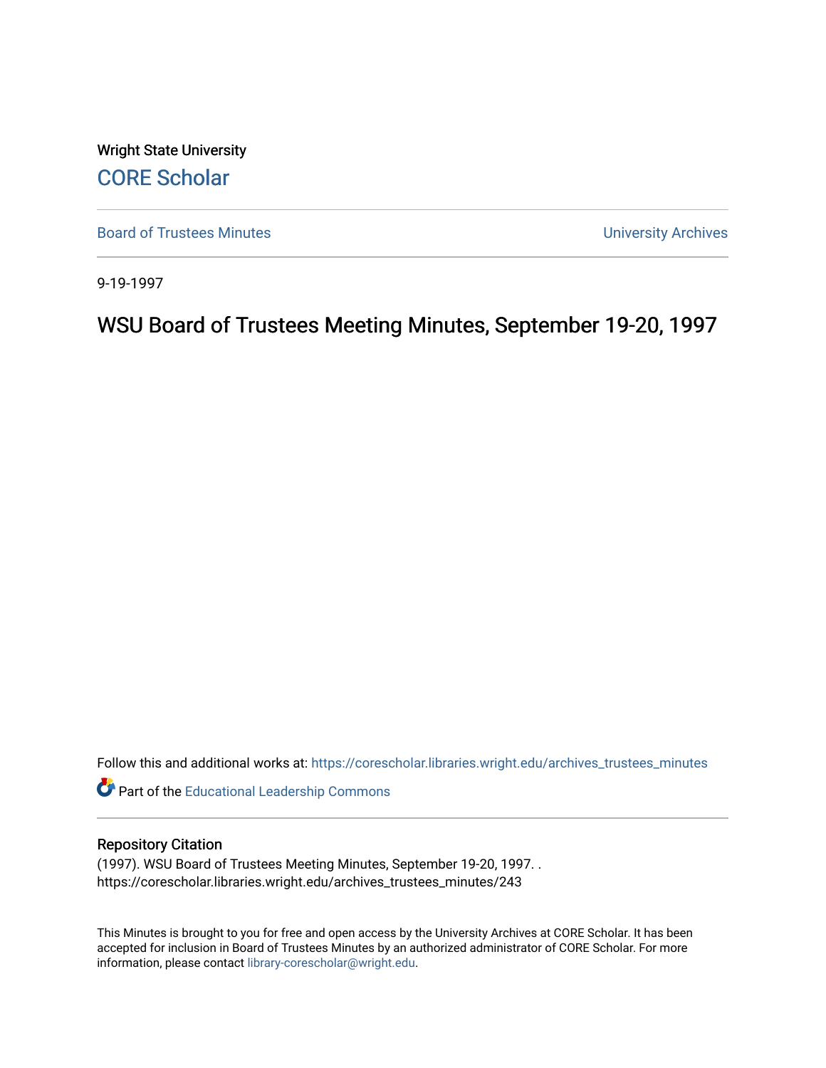Wright State University

CORE Scholar

Board of Trustees Minutes

University Archives

9-19-1997

# WSU Board of Trustees Meeting Minutes, September 19-20, 1997

Follow this and additional works at: https://corescholar.libraries.wright.edu/archives_trustees_minutes

Part of the Educational Leadership Commons

## Repository Citation

(1997). WSU Board of Trustees Meeting Minutes, September 19-20, 1997. .
https://corescholar.libraries.wright.edu/archives_trustees_minutes/243

This Minutes is brought to you for free and open access by the University Archives at CORE Scholar. It has been accepted for inclusion in Board of Trustees Minutes by an authorized administrator of CORE Scholar. For more information, please contact library-corescholar@wright.edu.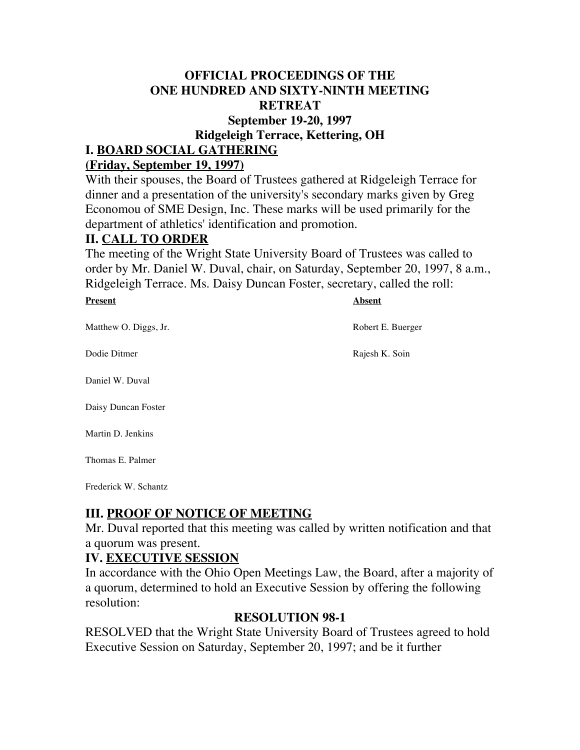**OFFICIAL PROCEEDINGS OF THE**
**ONE HUNDRED AND SIXTY-NINTH MEETING**
**RETREAT**
**September 19-20, 1997**
**Ridgeleigh Terrace, Kettering, OH**

## I. BOARD SOCIAL GATHERING

**(Friday, September 19, 1997)**

With their spouses, the Board of Trustees gathered at Ridgeleigh Terrace for dinner and a presentation of the university's secondary marks given by Greg Economou of SME Design, Inc. These marks will be used primarily for the department of athletics' identification and promotion.

## II. CALL TO ORDER

The meeting of the Wright State University Board of Trustees was called to order by Mr. Daniel W. Duval, chair, on Saturday, September 20, 1997, 8 a.m., Ridgeleigh Terrace. Ms. Daisy Duncan Foster, secretary, called the roll:

| Present | Absent |
| --- | --- |
| Matthew O. Diggs, Jr. | Robert E. Buerger |
| Dodie Ditmer | Rajesh K. Soin |
| Daniel W. Duval | |
| Daisy Duncan Foster | |
| Martin D. Jenkins | |
| Thomas E. Palmer | |
| Frederick W. Schantz | |

## III. PROOF OF NOTICE OF MEETING

Mr. Duval reported that this meeting was called by written notification and that a quorum was present.

## IV. EXECUTIVE SESSION

In accordance with the Ohio Open Meetings Law, the Board, after a majority of a quorum, determined to hold an Executive Session by offering the following resolution:

**RESOLUTION 98-1**

RESOLVED that the Wright State University Board of Trustees agreed to hold Executive Session on Saturday, September 20, 1997; and be it further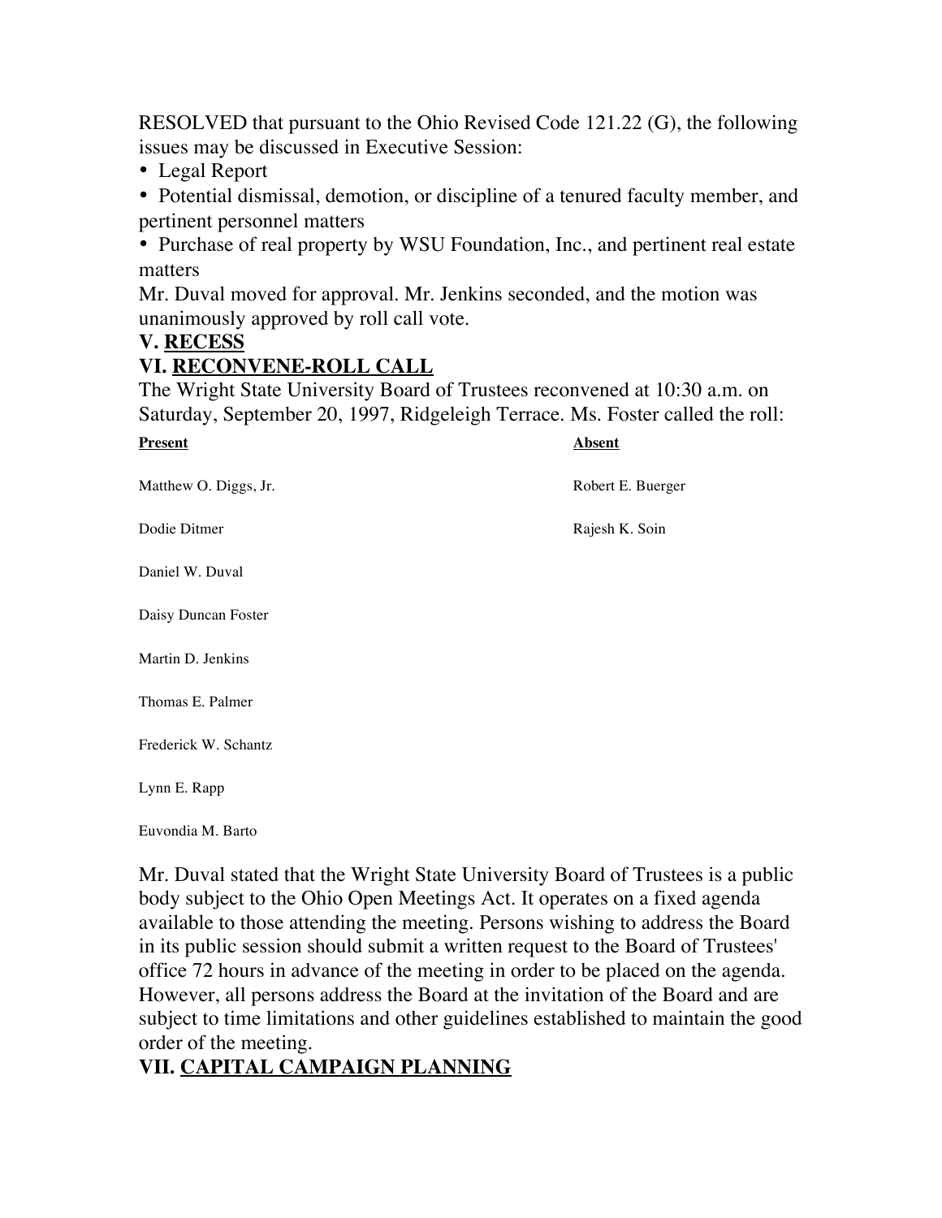RESOLVED that pursuant to the Ohio Revised Code 121.22 (G), the following issues may be discussed in Executive Session:

- Legal Report
- Potential dismissal, demotion, or discipline of a tenured faculty member, and pertinent personnel matters
- Purchase of real property by WSU Foundation, Inc., and pertinent real estate matters

Mr. Duval moved for approval. Mr. Jenkins seconded, and the motion was unanimously approved by roll call vote.

### V. <u>RECESS</u>

### VI. <u>RECONVENE-ROLL CALL</u>

The Wright State University Board of Trustees reconvened at 10:30 a.m. on Saturday, September 20, 1997, Ridgeleigh Terrace. Ms. Foster called the roll:

| **Present** | **Absent** |
|---|---|
| Matthew O. Diggs, Jr. | Robert E. Buerger |
| Dodie Ditmer | Rajesh K. Soin |
| Daniel W. Duval | |
| Daisy Duncan Foster | |
| Martin D. Jenkins | |
| Thomas E. Palmer | |
| Frederick W. Schantz | |
| Lynn E. Rapp | |
| Euvondia M. Barto | |

Mr. Duval stated that the Wright State University Board of Trustees is a public body subject to the Ohio Open Meetings Act. It operates on a fixed agenda available to those attending the meeting. Persons wishing to address the Board in its public session should submit a written request to the Board of Trustees' office 72 hours in advance of the meeting in order to be placed on the agenda. However, all persons address the Board at the invitation of the Board and are subject to time limitations and other guidelines established to maintain the good order of the meeting.

### VII. <u>CAPITAL CAMPAIGN PLANNING</u>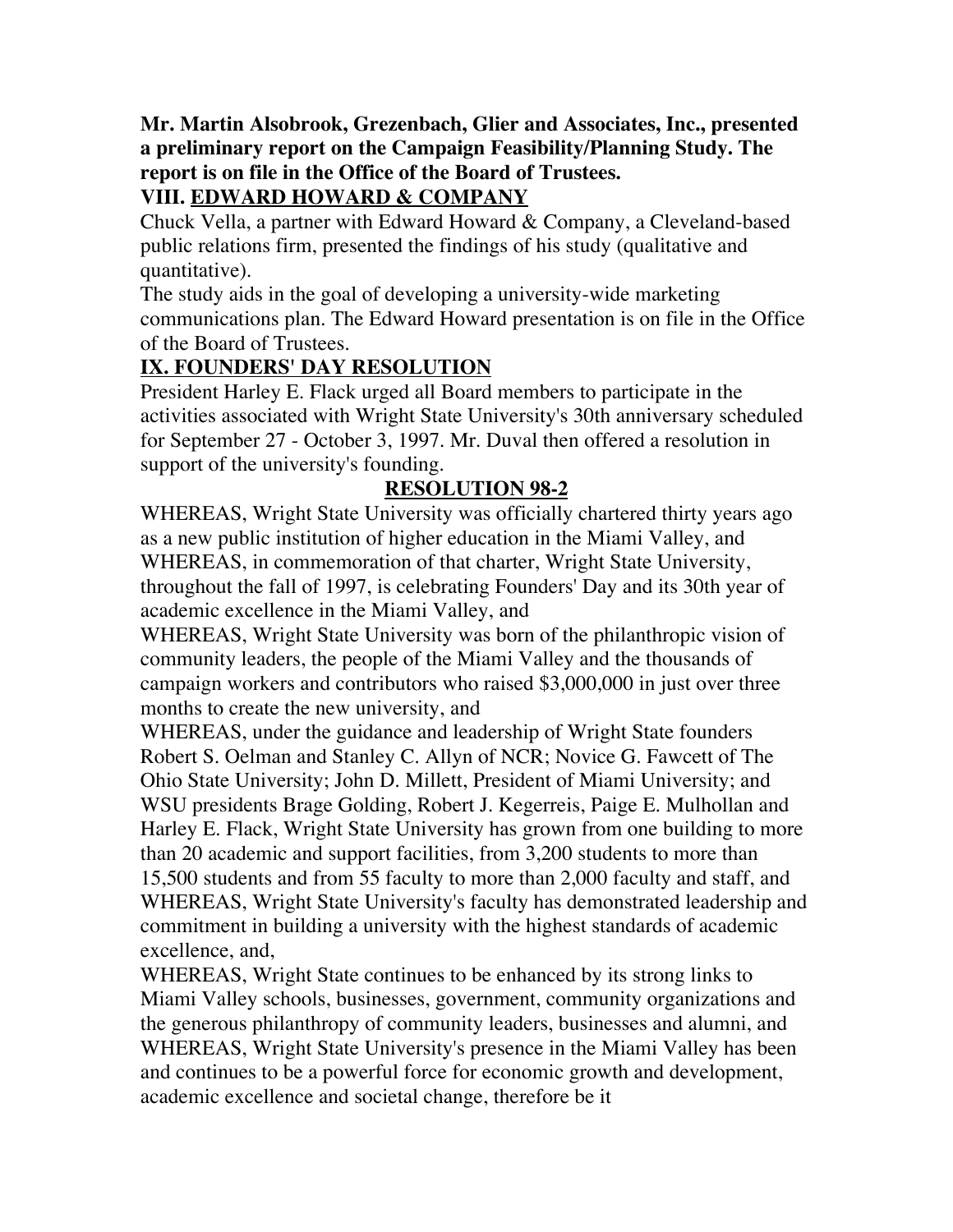**Mr. Martin Alsobrook, Grezenbach, Glier and Associates, Inc., presented a preliminary report on the Campaign Feasibility/Planning Study. The report is on file in the Office of the Board of Trustees.**

## VIII. EDWARD HOWARD & COMPANY

Chuck Vella, a partner with Edward Howard & Company, a Cleveland-based public relations firm, presented the findings of his study (qualitative and quantitative).

The study aids in the goal of developing a university-wide marketing communications plan. The Edward Howard presentation is on file in the Office of the Board of Trustees.

## IX. FOUNDERS' DAY RESOLUTION

President Harley E. Flack urged all Board members to participate in the activities associated with Wright State University's 30th anniversary scheduled for September 27 - October 3, 1997. Mr. Duval then offered a resolution in support of the university's founding.

### RESOLUTION 98-2

WHEREAS, Wright State University was officially chartered thirty years ago as a new public institution of higher education in the Miami Valley, and

WHEREAS, in commemoration of that charter, Wright State University, throughout the fall of 1997, is celebrating Founders' Day and its 30th year of academic excellence in the Miami Valley, and

WHEREAS, Wright State University was born of the philanthropic vision of community leaders, the people of the Miami Valley and the thousands of campaign workers and contributors who raised $3,000,000 in just over three months to create the new university, and

WHEREAS, under the guidance and leadership of Wright State founders Robert S. Oelman and Stanley C. Allyn of NCR; Novice G. Fawcett of The Ohio State University; John D. Millett, President of Miami University; and WSU presidents Brage Golding, Robert J. Kegerreis, Paige E. Mulhollan and Harley E. Flack, Wright State University has grown from one building to more than 20 academic and support facilities, from 3,200 students to more than 15,500 students and from 55 faculty to more than 2,000 faculty and staff, and

WHEREAS, Wright State University's faculty has demonstrated leadership and commitment in building a university with the highest standards of academic excellence, and,

WHEREAS, Wright State continues to be enhanced by its strong links to Miami Valley schools, businesses, government, community organizations and the generous philanthropy of community leaders, businesses and alumni, and

WHEREAS, Wright State University's presence in the Miami Valley has been and continues to be a powerful force for economic growth and development, academic excellence and societal change, therefore be it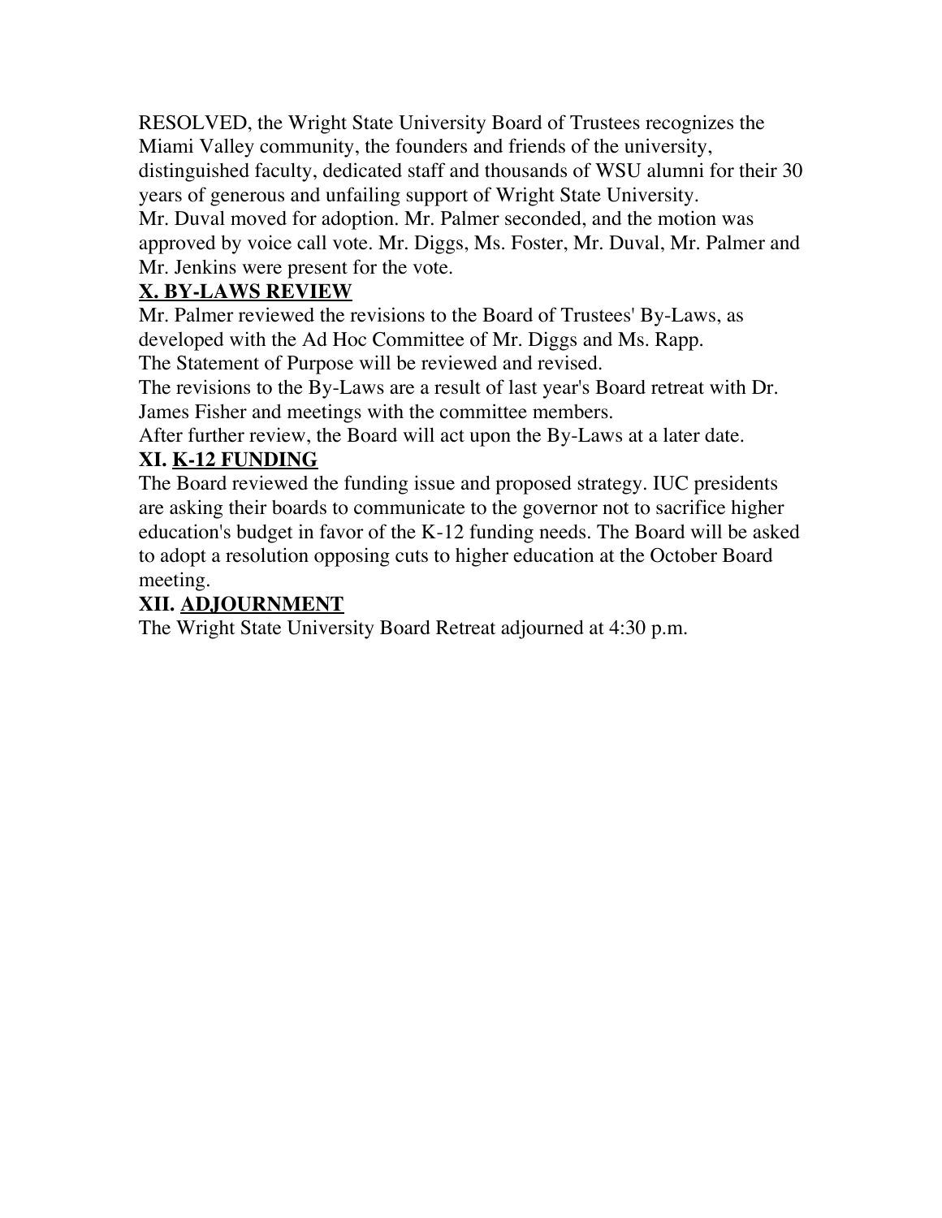RESOLVED, the Wright State University Board of Trustees recognizes the Miami Valley community, the founders and friends of the university, distinguished faculty, dedicated staff and thousands of WSU alumni for their 30 years of generous and unfailing support of Wright State University.

Mr. Duval moved for adoption. Mr. Palmer seconded, and the motion was approved by voice call vote. Mr. Diggs, Ms. Foster, Mr. Duval, Mr. Palmer and Mr. Jenkins were present for the vote.

## X. BY-LAWS REVIEW

Mr. Palmer reviewed the revisions to the Board of Trustees' By-Laws, as developed with the Ad Hoc Committee of Mr. Diggs and Ms. Rapp.

The Statement of Purpose will be reviewed and revised.

The revisions to the By-Laws are a result of last year's Board retreat with Dr. James Fisher and meetings with the committee members.

After further review, the Board will act upon the By-Laws at a later date.

## XI. K-12 FUNDING

The Board reviewed the funding issue and proposed strategy. IUC presidents are asking their boards to communicate to the governor not to sacrifice higher education's budget in favor of the K-12 funding needs. The Board will be asked to adopt a resolution opposing cuts to higher education at the October Board meeting.

## XII. ADJOURNMENT

The Wright State University Board Retreat adjourned at 4:30 p.m.